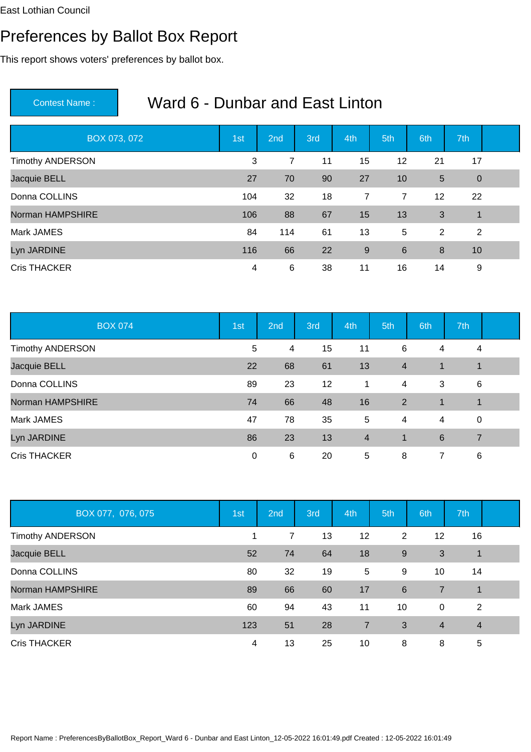East Lothian Council

# Preferences by Ballot Box Report

This report shows voters' preferences by ballot box.

**Contest Name :** 

## Ward 6 - Dunbar and East Linton

| BOX 073, 072 | 1st | 2nd | 3rd | 4th | 5th | 6th | 7th | |
|---|---|---|---|---|---|---|---|---|
| Timothy ANDERSON | 3 | 7 | 11 | 15 | 12 | 21 | 17 | |
| Jacquie BELL | 27 | 70 | 90 | 27 | 10 | 5 | 0 | |
| Donna COLLINS | 104 | 32 | 18 | 7 | 7 | 12 | 22 | |
| Norman HAMPSHIRE | 106 | 88 | 67 | 15 | 13 | 3 | 1 | |
| Mark JAMES | 84 | 114 | 61 | 13 | 5 | 2 | 2 | |
| Lyn JARDINE | 116 | 66 | 22 | 9 | 6 | 8 | 10 | |
| Cris THACKER | 4 | 6 | 38 | 11 | 16 | 14 | 9 | |

| BOX 074 | 1st | 2nd | 3rd | 4th | 5th | 6th | 7th | |
|---|---|---|---|---|---|---|---|---|
| Timothy ANDERSON | 5 | 4 | 15 | 11 | 6 | 4 | 4 | |
| Jacquie BELL | 22 | 68 | 61 | 13 | 4 | 1 | 1 | |
| Donna COLLINS | 89 | 23 | 12 | 1 | 4 | 3 | 6 | |
| Norman HAMPSHIRE | 74 | 66 | 48 | 16 | 2 | 1 | 1 | |
| Mark JAMES | 47 | 78 | 35 | 5 | 4 | 4 | 0 | |
| Lyn JARDINE | 86 | 23 | 13 | 4 | 1 | 6 | 7 | |
| Cris THACKER | 0 | 6 | 20 | 5 | 8 | 7 | 6 | |

| BOX 077, 076, 075 | 1st | 2nd | 3rd | 4th | 5th | 6th | 7th | |
|---|---|---|---|---|---|---|---|---|
| Timothy ANDERSON | 1 | 7 | 13 | 12 | 2 | 12 | 16 | |
| Jacquie BELL | 52 | 74 | 64 | 18 | 9 | 3 | 1 | |
| Donna COLLINS | 80 | 32 | 19 | 5 | 9 | 10 | 14 | |
| Norman HAMPSHIRE | 89 | 66 | 60 | 17 | 6 | 7 | 1 | |
| Mark JAMES | 60 | 94 | 43 | 11 | 10 | 0 | 2 | |
| Lyn JARDINE | 123 | 51 | 28 | 7 | 3 | 4 | 4 | |
| Cris THACKER | 4 | 13 | 25 | 10 | 8 | 8 | 5 | |

Report Name : PreferencesByBallotBox_Report_Ward 6 - Dunbar and East Linton_12-05-2022 16:01:49.pdf Created : 12-05-2022 16:01:49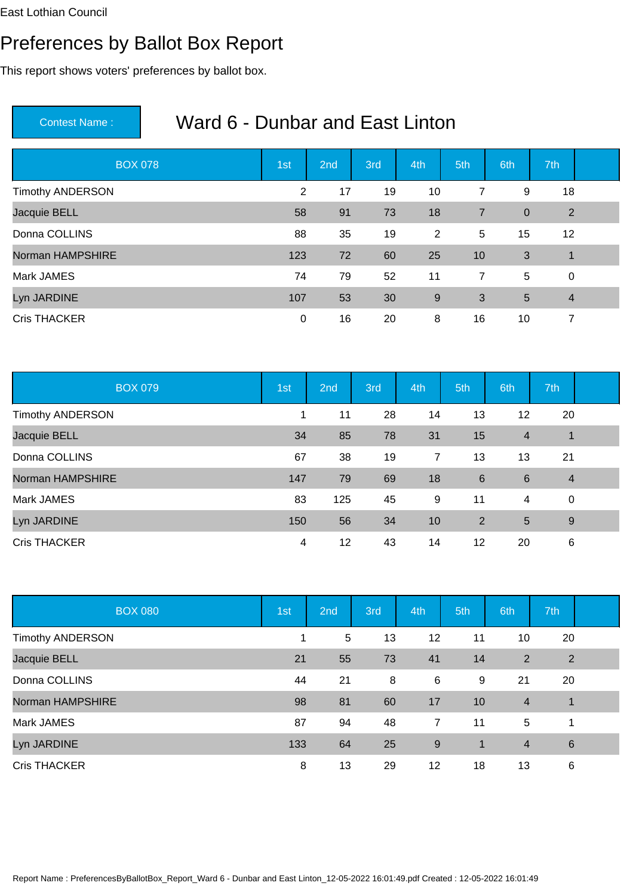East Lothian Council

# Preferences by Ballot Box Report

This report shows voters' preferences by ballot box.

**Contest Name :** 

## Ward 6 - Dunbar and East Linton

| BOX 078 | 1st | 2nd | 3rd | 4th | 5th | 6th | 7th |
|---|---|---|---|---|---|---|---|
| Timothy ANDERSON | 2 | 17 | 19 | 10 | 7 | 9 | 18 |
| Jacquie BELL | 58 | 91 | 73 | 18 | 7 | 0 | 2 |
| Donna COLLINS | 88 | 35 | 19 | 2 | 5 | 15 | 12 |
| Norman HAMPSHIRE | 123 | 72 | 60 | 25 | 10 | 3 | 1 |
| Mark JAMES | 74 | 79 | 52 | 11 | 7 | 5 | 0 |
| Lyn JARDINE | 107 | 53 | 30 | 9 | 3 | 5 | 4 |
| Cris THACKER | 0 | 16 | 20 | 8 | 16 | 10 | 7 |

| BOX 079 | 1st | 2nd | 3rd | 4th | 5th | 6th | 7th |
|---|---|---|---|---|---|---|---|
| Timothy ANDERSON | 1 | 11 | 28 | 14 | 13 | 12 | 20 |
| Jacquie BELL | 34 | 85 | 78 | 31 | 15 | 4 | 1 |
| Donna COLLINS | 67 | 38 | 19 | 7 | 13 | 13 | 21 |
| Norman HAMPSHIRE | 147 | 79 | 69 | 18 | 6 | 6 | 4 |
| Mark JAMES | 83 | 125 | 45 | 9 | 11 | 4 | 0 |
| Lyn JARDINE | 150 | 56 | 34 | 10 | 2 | 5 | 9 |
| Cris THACKER | 4 | 12 | 43 | 14 | 12 | 20 | 6 |

| BOX 080 | 1st | 2nd | 3rd | 4th | 5th | 6th | 7th |
|---|---|---|---|---|---|---|---|
| Timothy ANDERSON | 1 | 5 | 13 | 12 | 11 | 10 | 20 |
| Jacquie BELL | 21 | 55 | 73 | 41 | 14 | 2 | 2 |
| Donna COLLINS | 44 | 21 | 8 | 6 | 9 | 21 | 20 |
| Norman HAMPSHIRE | 98 | 81 | 60 | 17 | 10 | 4 | 1 |
| Mark JAMES | 87 | 94 | 48 | 7 | 11 | 5 | 1 |
| Lyn JARDINE | 133 | 64 | 25 | 9 | 1 | 4 | 6 |
| Cris THACKER | 8 | 13 | 29 | 12 | 18 | 13 | 6 |

Report Name : PreferencesByBallotBox_Report_Ward 6 - Dunbar and East Linton_12-05-2022 16:01:49.pdf Created : 12-05-2022 16:01:49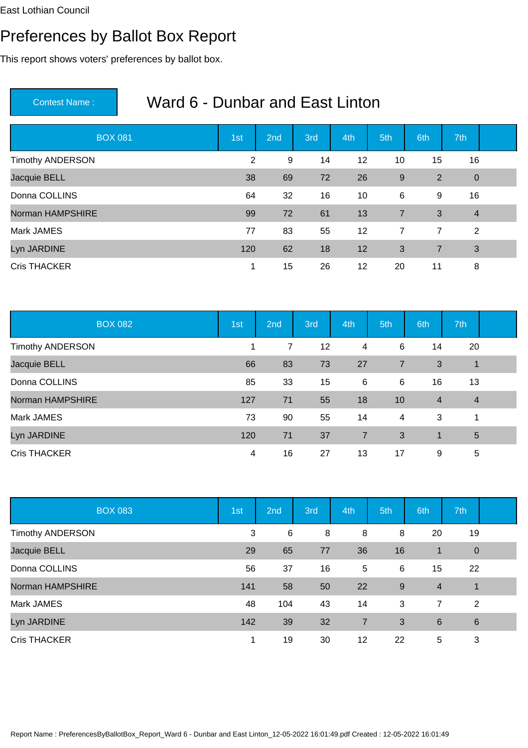East Lothian Council

# Preferences by Ballot Box Report

This report shows voters' preferences by ballot box.

**Contest Name :** Ward 6 - Dunbar and East Linton

| BOX 081 | 1st | 2nd | 3rd | 4th | 5th | 6th | 7th |
|---|---|---|---|---|---|---|---|
| Timothy ANDERSON | 2 | 9 | 14 | 12 | 10 | 15 | 16 |
| Jacquie BELL | 38 | 69 | 72 | 26 | 9 | 2 | 0 |
| Donna COLLINS | 64 | 32 | 16 | 10 | 6 | 9 | 16 |
| Norman HAMPSHIRE | 99 | 72 | 61 | 13 | 7 | 3 | 4 |
| Mark JAMES | 77 | 83 | 55 | 12 | 7 | 7 | 2 |
| Lyn JARDINE | 120 | 62 | 18 | 12 | 3 | 7 | 3 |
| Cris THACKER | 1 | 15 | 26 | 12 | 20 | 11 | 8 |

| BOX 082 | 1st | 2nd | 3rd | 4th | 5th | 6th | 7th |
|---|---|---|---|---|---|---|---|
| Timothy ANDERSON | 1 | 7 | 12 | 4 | 6 | 14 | 20 |
| Jacquie BELL | 66 | 83 | 73 | 27 | 7 | 3 | 1 |
| Donna COLLINS | 85 | 33 | 15 | 6 | 6 | 16 | 13 |
| Norman HAMPSHIRE | 127 | 71 | 55 | 18 | 10 | 4 | 4 |
| Mark JAMES | 73 | 90 | 55 | 14 | 4 | 3 | 1 |
| Lyn JARDINE | 120 | 71 | 37 | 7 | 3 | 1 | 5 |
| Cris THACKER | 4 | 16 | 27 | 13 | 17 | 9 | 5 |

| BOX 083 | 1st | 2nd | 3rd | 4th | 5th | 6th | 7th |
|---|---|---|---|---|---|---|---|
| Timothy ANDERSON | 3 | 6 | 8 | 8 | 8 | 20 | 19 |
| Jacquie BELL | 29 | 65 | 77 | 36 | 16 | 1 | 0 |
| Donna COLLINS | 56 | 37 | 16 | 5 | 6 | 15 | 22 |
| Norman HAMPSHIRE | 141 | 58 | 50 | 22 | 9 | 4 | 1 |
| Mark JAMES | 48 | 104 | 43 | 14 | 3 | 7 | 2 |
| Lyn JARDINE | 142 | 39 | 32 | 7 | 3 | 6 | 6 |
| Cris THACKER | 1 | 19 | 30 | 12 | 22 | 5 | 3 |

Report Name : PreferencesByBallotBox_Report_Ward 6 - Dunbar and East Linton_12-05-2022 16:01:49.pdf Created : 12-05-2022 16:01:49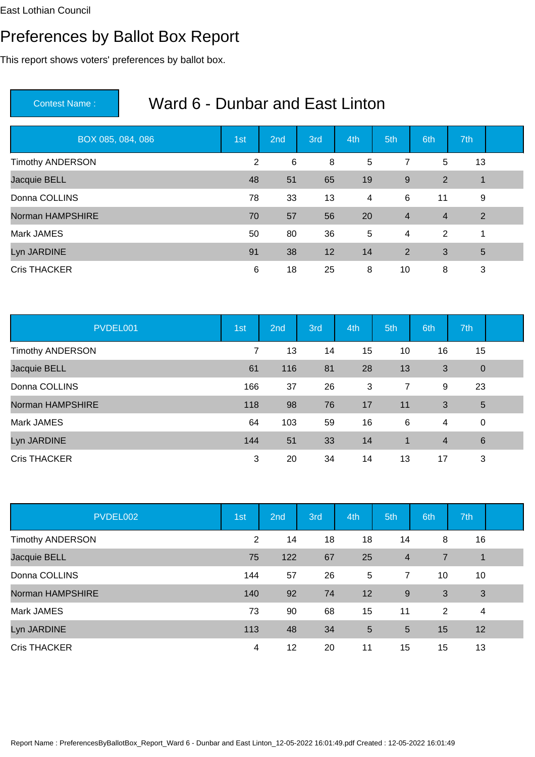East Lothian Council

# Preferences by Ballot Box Report

This report shows voters' preferences by ballot box.

**Contest Name :** Ward 6 - Dunbar and East Linton

| BOX 085, 084, 086 | 1st | 2nd | 3rd | 4th | 5th | 6th | 7th |
|---|---|---|---|---|---|---|---|
| Timothy ANDERSON | 2 | 6 | 8 | 5 | 7 | 5 | 13 |
| Jacquie BELL | 48 | 51 | 65 | 19 | 9 | 2 | 1 |
| Donna COLLINS | 78 | 33 | 13 | 4 | 6 | 11 | 9 |
| Norman HAMPSHIRE | 70 | 57 | 56 | 20 | 4 | 4 | 2 |
| Mark JAMES | 50 | 80 | 36 | 5 | 4 | 2 | 1 |
| Lyn JARDINE | 91 | 38 | 12 | 14 | 2 | 3 | 5 |
| Cris THACKER | 6 | 18 | 25 | 8 | 10 | 8 | 3 |

| PVDEL001 | 1st | 2nd | 3rd | 4th | 5th | 6th | 7th |
|---|---|---|---|---|---|---|---|
| Timothy ANDERSON | 7 | 13 | 14 | 15 | 10 | 16 | 15 |
| Jacquie BELL | 61 | 116 | 81 | 28 | 13 | 3 | 0 |
| Donna COLLINS | 166 | 37 | 26 | 3 | 7 | 9 | 23 |
| Norman HAMPSHIRE | 118 | 98 | 76 | 17 | 11 | 3 | 5 |
| Mark JAMES | 64 | 103 | 59 | 16 | 6 | 4 | 0 |
| Lyn JARDINE | 144 | 51 | 33 | 14 | 1 | 4 | 6 |
| Cris THACKER | 3 | 20 | 34 | 14 | 13 | 17 | 3 |

| PVDEL002 | 1st | 2nd | 3rd | 4th | 5th | 6th | 7th |
|---|---|---|---|---|---|---|---|
| Timothy ANDERSON | 2 | 14 | 18 | 18 | 14 | 8 | 16 |
| Jacquie BELL | 75 | 122 | 67 | 25 | 4 | 7 | 1 |
| Donna COLLINS | 144 | 57 | 26 | 5 | 7 | 10 | 10 |
| Norman HAMPSHIRE | 140 | 92 | 74 | 12 | 9 | 3 | 3 |
| Mark JAMES | 73 | 90 | 68 | 15 | 11 | 2 | 4 |
| Lyn JARDINE | 113 | 48 | 34 | 5 | 5 | 15 | 12 |
| Cris THACKER | 4 | 12 | 20 | 11 | 15 | 15 | 13 |

Report Name : PreferencesByBallotBox_Report_Ward 6 - Dunbar and East Linton_12-05-2022 16:01:49.pdf Created : 12-05-2022 16:01:49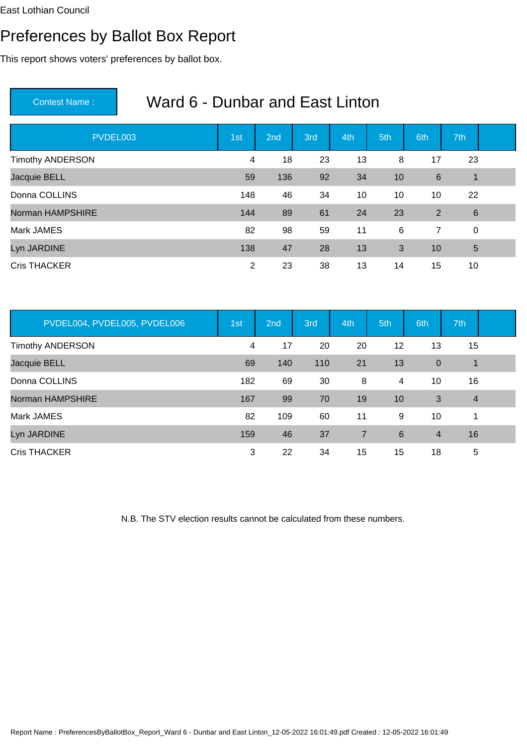East Lothian Council

# Preferences by Ballot Box Report

This report shows voters' preferences by ballot box.

| Contest Name : | Ward 6 - Dunbar and East Linton |
|---|---|

| PVDEL003 | 1st | 2nd | 3rd | 4th | 5th | 6th | 7th | |
|---|---|---|---|---|---|---|---|---|
| Timothy ANDERSON | 4 | 18 | 23 | 13 | 8 | 17 | 23 | |
| Jacquie BELL | 59 | 136 | 92 | 34 | 10 | 6 | 1 | |
| Donna COLLINS | 148 | 46 | 34 | 10 | 10 | 10 | 22 | |
| Norman HAMPSHIRE | 144 | 89 | 61 | 24 | 23 | 2 | 6 | |
| Mark JAMES | 82 | 98 | 59 | 11 | 6 | 7 | 0 | |
| Lyn JARDINE | 138 | 47 | 28 | 13 | 3 | 10 | 5 | |
| Cris THACKER | 2 | 23 | 38 | 13 | 14 | 15 | 10 | |

| PVDEL004, PVDEL005, PVDEL006 | 1st | 2nd | 3rd | 4th | 5th | 6th | 7th | |
|---|---|---|---|---|---|---|---|---|
| Timothy ANDERSON | 4 | 17 | 20 | 20 | 12 | 13 | 15 | |
| Jacquie BELL | 69 | 140 | 110 | 21 | 13 | 0 | 1 | |
| Donna COLLINS | 182 | 69 | 30 | 8 | 4 | 10 | 16 | |
| Norman HAMPSHIRE | 167 | 99 | 70 | 19 | 10 | 3 | 4 | |
| Mark JAMES | 82 | 109 | 60 | 11 | 9 | 10 | 1 | |
| Lyn JARDINE | 159 | 46 | 37 | 7 | 6 | 4 | 16 | |
| Cris THACKER | 3 | 22 | 34 | 15 | 15 | 18 | 5 | |

N.B. The STV election results cannot be calculated from these numbers.

Report Name : PreferencesByBallotBox_Report_Ward 6 - Dunbar and East Linton_12-05-2022 16:01:49.pdf Created : 12-05-2022 16:01:49